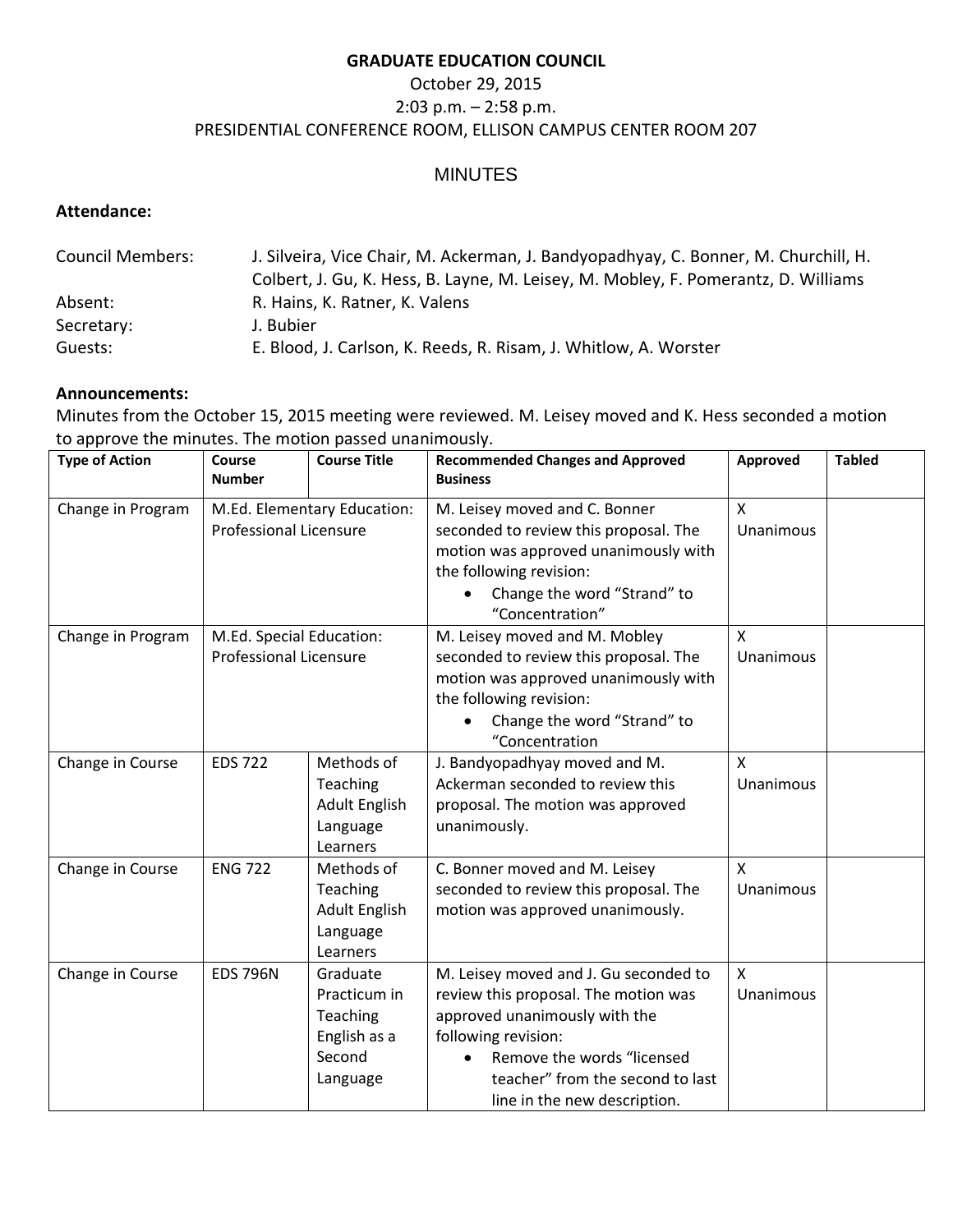# GRADUATE EDUCATION COUNCIL

October 29, 2015

2:03 p.m. – 2:58 p.m.

PRESIDENTIAL CONFERENCE ROOM, ELLISON CAMPUS CENTER ROOM 207

## MINUTES

**Attendance:**

Council Members: J. Silveira, Vice Chair, M. Ackerman, J. Bandyopadhyay, C. Bonner, M. Churchill, H. Colbert, J. Gu, K. Hess, B. Layne, M. Leisey, M. Mobley, F. Pomerantz, D. Williams

Absent: R. Hains, K. Ratner, K. Valens

Secretary: J. Bubier

Guests: E. Blood, J. Carlson, K. Reeds, R. Risam, J. Whitlow, A. Worster

**Announcements:**

Minutes from the October 15, 2015 meeting were reviewed. M. Leisey moved and K. Hess seconded a motion to approve the minutes. The motion passed unanimously.

| Type of Action | Course Number | Course Title | Recommended Changes and Approved Business | Approved | Tabled |
|---|---|---|---|---|---|
| Change in Program | M.Ed. Elementary Education: Professional Licensure | | M. Leisey moved and C. Bonner seconded to review this proposal. The motion was approved unanimously with the following revision: <br>• Change the word "Strand" to "Concentration" | X Unanimous | |
| Change in Program | M.Ed. Special Education: Professional Licensure | | M. Leisey moved and M. Mobley seconded to review this proposal. The motion was approved unanimously with the following revision: <br>• Change the word "Strand" to "Concentration | X Unanimous | |
| Change in Course | EDS 722 | Methods of Teaching Adult English Language Learners | J. Bandyopadhyay moved and M. Ackerman seconded to review this proposal. The motion was approved unanimously. | X Unanimous | |
| Change in Course | ENG 722 | Methods of Teaching Adult English Language Learners | C. Bonner moved and M. Leisey seconded to review this proposal. The motion was approved unanimously. | X Unanimous | |
| Change in Course | EDS 796N | Graduate Practicum in Teaching English as a Second Language | M. Leisey moved and J. Gu seconded to review this proposal. The motion was approved unanimously with the following revision: <br>• Remove the words "licensed teacher" from the second to last line in the new description. | X Unanimous | |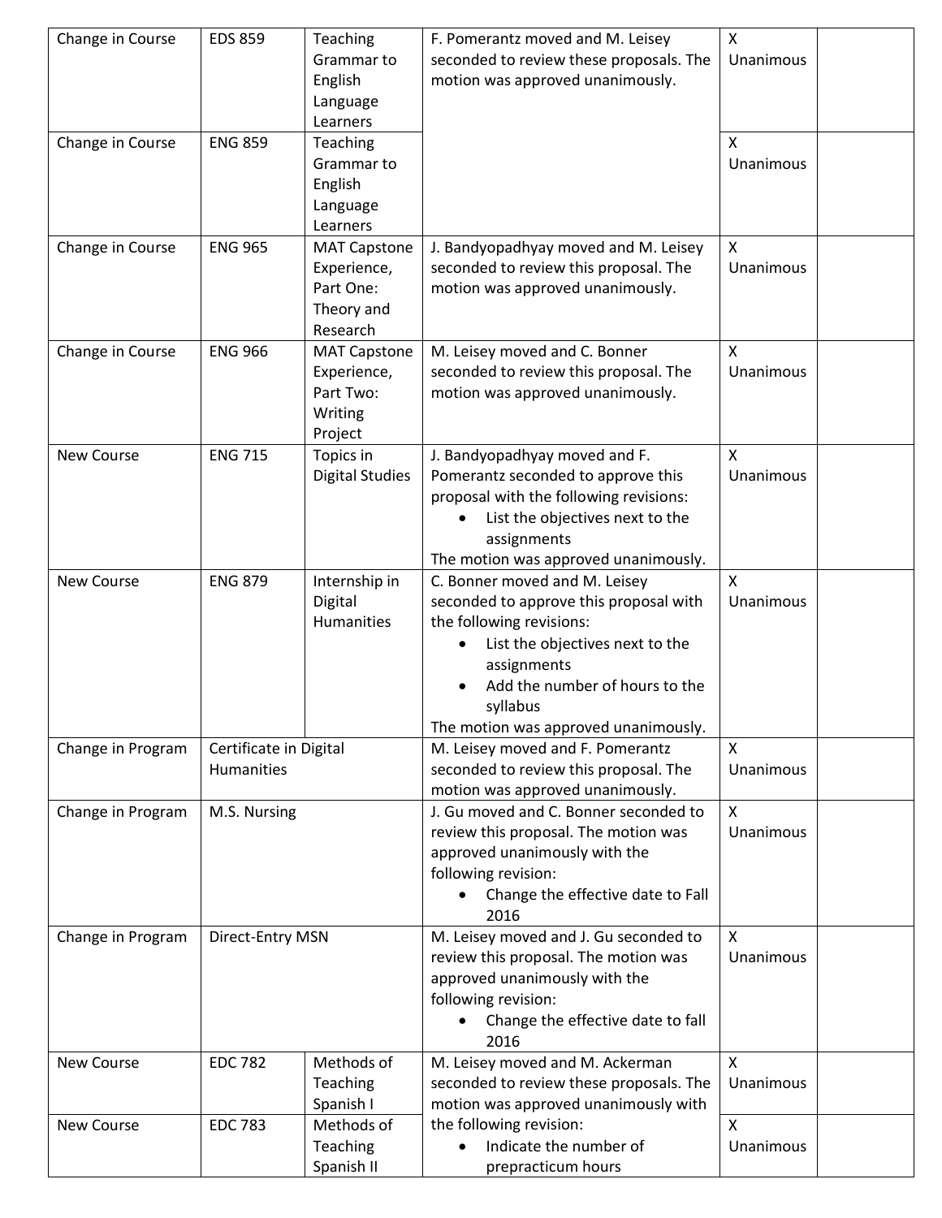| Change in Course | EDS 859 | Teaching Grammar to English Language Learners | F. Pomerantz moved and M. Leisey seconded to review these proposals. The motion was approved unanimously. | X Unanimous | |
|---|---|---|---|---|---|
| Change in Course | ENG 859 | Teaching Grammar to English Language Learners | | X Unanimous | |
| Change in Course | ENG 965 | MAT Capstone Experience, Part One: Theory and Research | J. Bandyopadhyay moved and M. Leisey seconded to review this proposal. The motion was approved unanimously. | X Unanimous | |
| Change in Course | ENG 966 | MAT Capstone Experience, Part Two: Writing Project | M. Leisey moved and C. Bonner seconded to review this proposal. The motion was approved unanimously. | X Unanimous | |
| New Course | ENG 715 | Topics in Digital Studies | J. Bandyopadhyay moved and F. Pomerantz seconded to approve this proposal with the following revisions: <br>• List the objectives next to the assignments <br>The motion was approved unanimously. | X Unanimous | |
| New Course | ENG 879 | Internship in Digital Humanities | C. Bonner moved and M. Leisey seconded to approve this proposal with the following revisions: <br>• List the objectives next to the assignments <br>• Add the number of hours to the syllabus <br>The motion was approved unanimously. | X Unanimous | |
| Change in Program | Certificate in Digital Humanities | | M. Leisey moved and F. Pomerantz seconded to review this proposal. The motion was approved unanimously. | X Unanimous | |
| Change in Program | M.S. Nursing | | J. Gu moved and C. Bonner seconded to review this proposal. The motion was approved unanimously with the following revision: <br>• Change the effective date to Fall 2016 | X Unanimous | |
| Change in Program | Direct-Entry MSN | | M. Leisey moved and J. Gu seconded to review this proposal. The motion was approved unanimously with the following revision: <br>• Change the effective date to fall 2016 | X Unanimous | |
| New Course | EDC 782 | Methods of Teaching Spanish I | M. Leisey moved and M. Ackerman seconded to review these proposals. The motion was approved unanimously with the following revision: <br>• Indicate the number of prepracticum hours | X Unanimous | |
| New Course | EDC 783 | Methods of Teaching Spanish II | | X Unanimous | |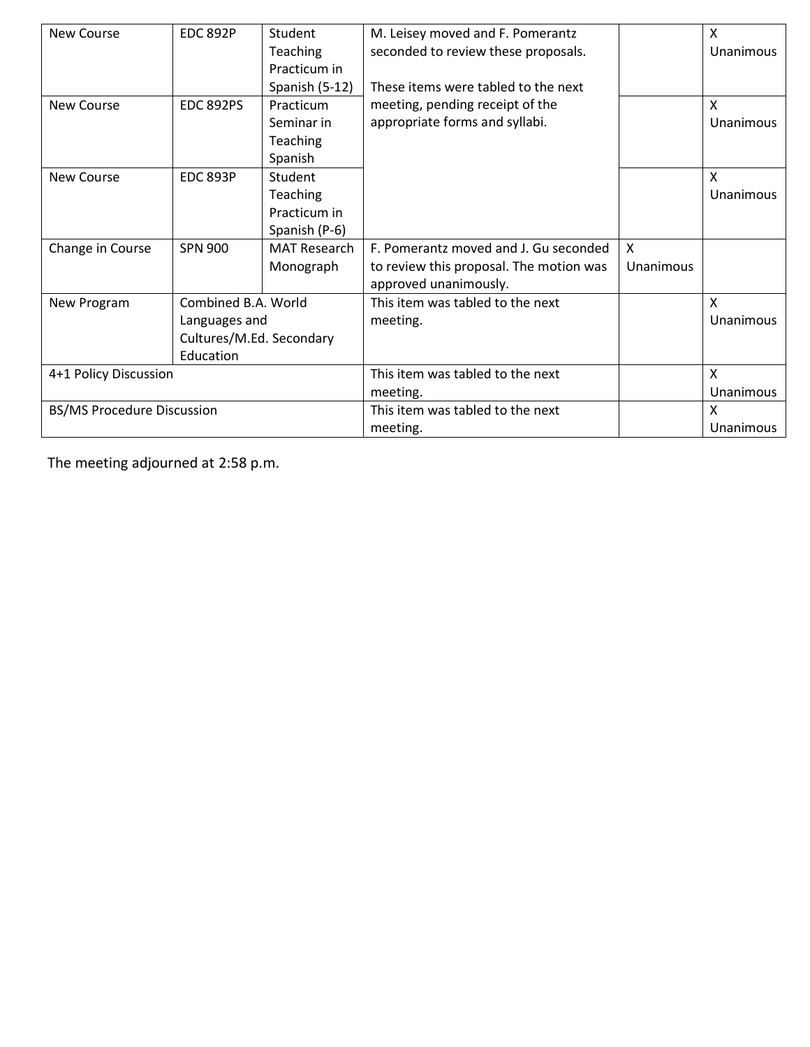| | | | | | |
|---|---|---|---|---|---|
| New Course | EDC 892P | Student Teaching Practicum in Spanish (5-12) | M. Leisey moved and F. Pomerantz seconded to review these proposals. These items were tabled to the next meeting, pending receipt of the appropriate forms and syllabi. | | X Unanimous |
| New Course | EDC 892PS | Practicum Seminar in Teaching Spanish | | | X Unanimous |
| New Course | EDC 893P | Student Teaching Practicum in Spanish (P-6) | | | X Unanimous |
| Change in Course | SPN 900 | MAT Research Monograph | F. Pomerantz moved and J. Gu seconded to review this proposal. The motion was approved unanimously. | X Unanimous | |
| New Program | Combined B.A. World Languages and Cultures/M.Ed. Secondary Education | | This item was tabled to the next meeting. | | X Unanimous |
| 4+1 Policy Discussion | | | This item was tabled to the next meeting. | | X Unanimous |
| BS/MS Procedure Discussion | | | This item was tabled to the next meeting. | | X Unanimous |

The meeting adjourned at 2:58 p.m.